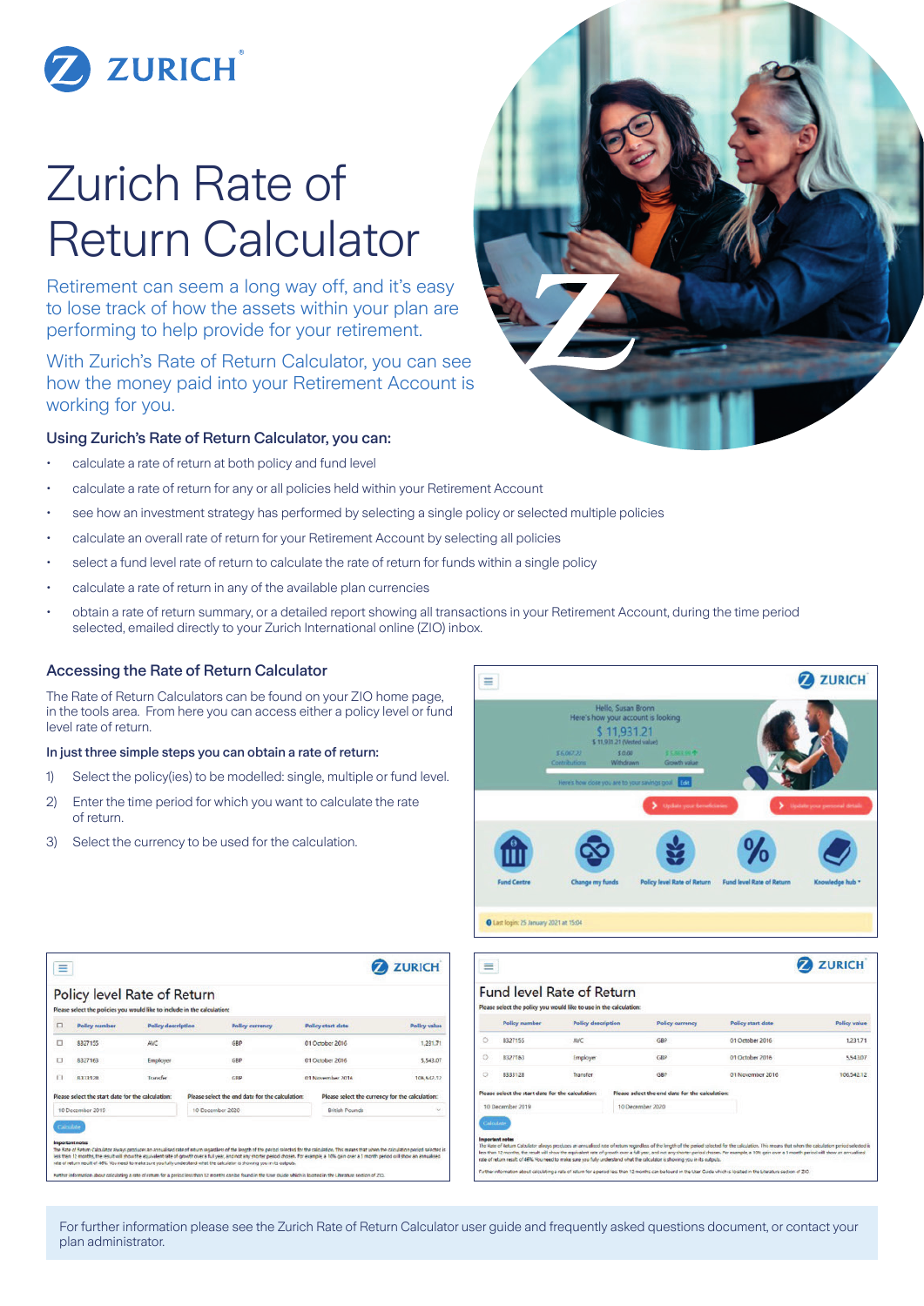# Zurich Rate of Return Calculator

Retirement can seem a long way off, and it's easy to lose track of how the assets within your plan are performing to help provide for your retirement.

With Zurich's Rate of Return Calculator, you can see how the money paid into your Retirement Account is working for you.

### Using Zurich's Rate of Return Calculator, you can:

- calculate a rate of return at both policy and fund level
- calculate a rate of return for any or all policies held within your Retirement Account
- see how an investment strategy has performed by selecting a single policy or selected multiple policies
- calculate an overall rate of return for your Retirement Account by selecting all policies
- select a fund level rate of return to calculate the rate of return for funds within a single policy
- calculate a rate of return in any of the available plan currencies
- obtain a rate of return summary, or a detailed report showing all transactions in your Retirement Account, during the time period selected, emailed directly to your Zurich International online (ZIO) inbox.

### Accessing the Rate of Return Calculator

The Rate of Return Calculators can be found on your ZIO home page, in the tools area. From here you can access either a policy level or fund level rate of return.

**In just three simple steps you can obtain a rate of return:**

1) Select the policy(ies) to be modelled: single, multiple or fund level.
2) Enter the time period for which you want to calculate the rate of return.
3) Select the currency to be used for the calculation.

For further information please see the Zurich Rate of Return Calculator user guide and frequently asked questions document, or contact your plan administrator.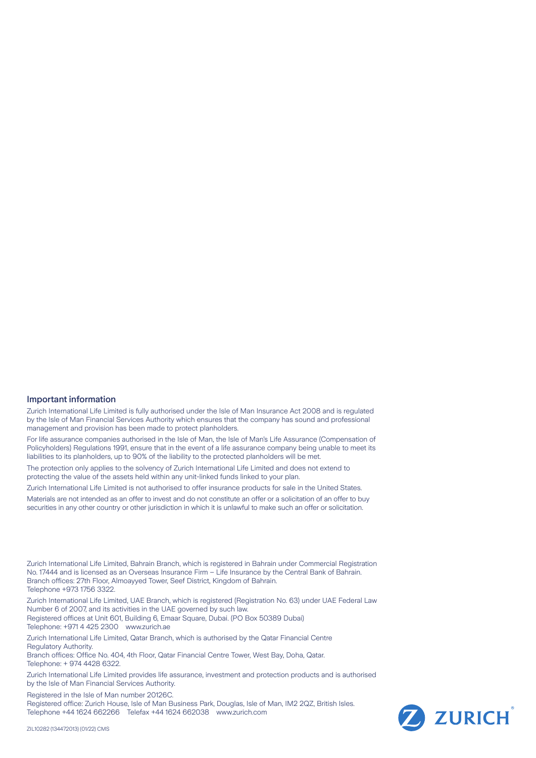## Important information

Zurich International Life Limited is fully authorised under the Isle of Man Insurance Act 2008 and is regulated by the Isle of Man Financial Services Authority which ensures that the company has sound and professional management and provision has been made to protect planholders.

For life assurance companies authorised in the Isle of Man, the Isle of Man's Life Assurance (Compensation of Policyholders) Regulations 1991, ensure that in the event of a life assurance company being unable to meet its liabilities to its planholders, up to 90% of the liability to the protected planholders will be met.

The protection only applies to the solvency of Zurich International Life Limited and does not extend to protecting the value of the assets held within any unit-linked funds linked to your plan.

Zurich International Life Limited is not authorised to offer insurance products for sale in the United States.

Materials are not intended as an offer to invest and do not constitute an offer or a solicitation of an offer to buy securities in any other country or other jurisdiction in which it is unlawful to make such an offer or solicitation.

Zurich International Life Limited, Bahrain Branch, which is registered in Bahrain under Commercial Registration No. 17444 and is licensed as an Overseas Insurance Firm – Life Insurance by the Central Bank of Bahrain.
Branch offices: 27th Floor, Almoayyed Tower, Seef District, Kingdom of Bahrain.
Telephone +973 1756 3322.

Zurich International Life Limited, UAE Branch, which is registered (Registration No. 63) under UAE Federal Law Number 6 of 2007, and its activities in the UAE governed by such law.
Registered offices at Unit 601, Building 6, Emaar Square, Dubai. (PO Box 50389 Dubai)
Telephone: +971 4 425 2300 www.zurich.ae

Zurich International Life Limited, Qatar Branch, which is authorised by the Qatar Financial Centre Regulatory Authority.
Branch offices: Office No. 404, 4th Floor, Qatar Financial Centre Tower, West Bay, Doha, Qatar.
Telephone: + 974 4428 6322.

Zurich International Life Limited provides life assurance, investment and protection products and is authorised by the Isle of Man Financial Services Authority.

Registered in the Isle of Man number 20126C.
Registered office: Zurich House, Isle of Man Business Park, Douglas, Isle of Man, IM2 2QZ, British Isles.
Telephone +44 1624 662266 Telefax +44 1624 662038 www.zurich.com

ZURICH

ZIL10282 (134472013) (01/22) CMS